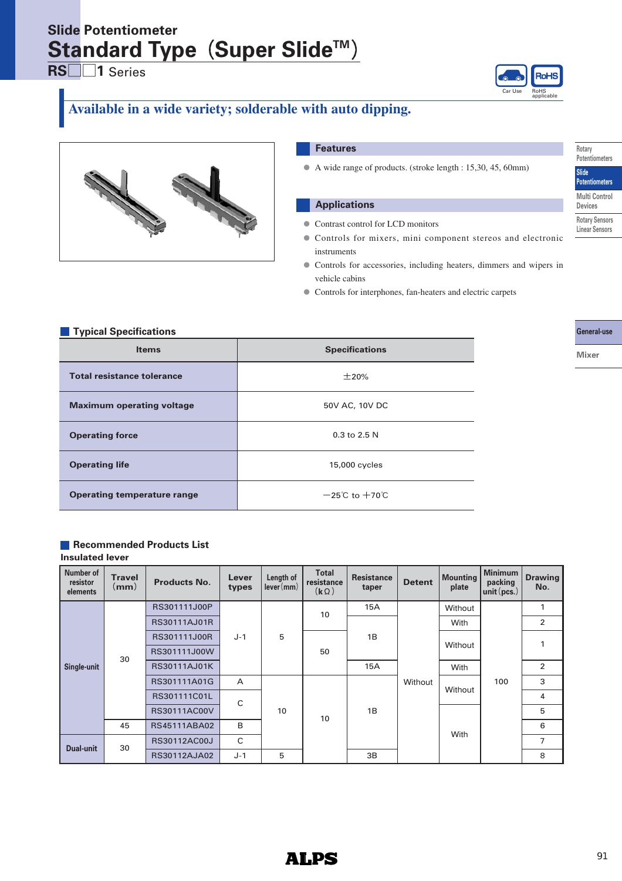# Slide Potentiometer

# Standard Type（Super Slide™）

## RS□□1 Series

Car Use | RoHS applicable

**Available in a wide variety; solderable with auto dipping.**

## Features

- A wide range of products. (stroke length : 15,30, 45, 60mm)

## Applications

- Contrast control for LCD monitors
- Controls for mixers, mini component stereos and electronic instruments
- Controls for accessories, including heaters, dimmers and wipers in vehicle cabins
- Controls for interphones, fan-heaters and electric carpets

## Typical Specifications

| Items | Specifications |
|---|---|
| Total resistance tolerance | ±20% |
| Maximum operating voltage | 50V AC, 10V DC |
| Operating force | 0.3 to 2.5 N |
| Operating life | 15,000 cycles |
| Operating temperature range | −25℃ to +70℃ |

## Recommended Products List

**Insulated lever**

| Number of resistor elements | Travel (mm) | Products No. | Lever types | Length of lever (mm) | Total resistance (kΩ) | Resistance taper | Detent | Mounting plate | Minimum packing unit (pcs.) | Drawing No. |
|---|---|---|---|---|---|---|---|---|---|---|
| Single-unit | 30 | RS301111J00P | J-1 | 5 | 10 | 15A | Without | Without | 100 | 1 |
| | | RS30111AJ01R | | | | 1B | | With | | 2 |
| | | RS301111J00R | | | 50 | | | Without | | 1 |
| | | RS301111J00W | | | | | | | | |
| | | RS30111AJ01K | | | | 15A | | With | | 2 |
| | | RS301111A01G | A | 10 | 10 | 1B | | Without | | 3 |
| | | RS301111C01L | C | | | | | | | 4 |
| | | RS30111AC00V | | | | | | With | | 5 |
| | 45 | RS45111ABA02 | B | | | | | | | 6 |
| Dual-unit | 30 | RS30112AC00J | C | | | | | | | 7 |
| | | RS30112AJA02 | J-1 | 5 | | 3B | | | | 8 |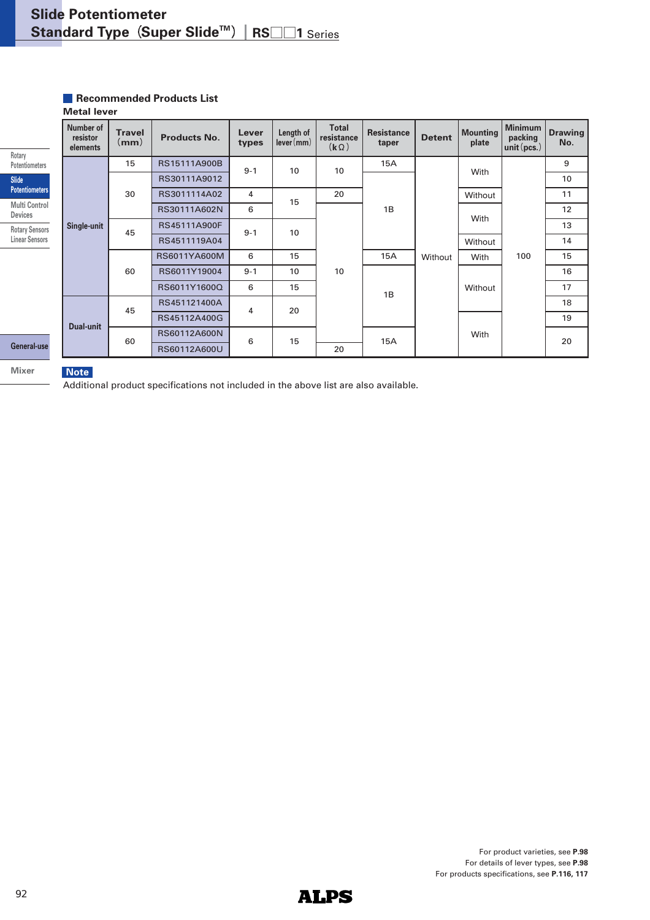## Slide Potentiometer
## Standard Type (Super Slide™) | RS□□1 Series

### Recommended Products List

**Metal lever**

| Number of resistor elements | Travel (mm) | Products No. | Lever types | Length of lever (mm) | Total resistance (kΩ) | Resistance taper | Detent | Mounting plate | Minimum packing unit (pcs.) | Drawing No. |
|---|---|---|---|---|---|---|---|---|---|---|
| Single-unit | 15 | RS15111A900B | 9-1 | 10 | 10 | 15A | Without | With | 100 | 9 |
| Single-unit | 30 | RS30111A9012 | 9-1 | 10 | 10 | 1B | Without | With | 100 | 10 |
| Single-unit | 30 | RS3011114A02 | 4 | 15 | 20 | 1B | Without | Without | 100 | 11 |
| Single-unit | 30 | RS30111A602N | 6 | 15 | 10 | 1B | Without | With | 100 | 12 |
| Single-unit | 45 | RS45111A900F | 9-1 | 10 | 10 | 1B | Without | With | 100 | 13 |
| Single-unit | 45 | RS4511119A04 | 9-1 | 10 | 10 | 1B | Without | Without | 100 | 14 |
| Single-unit | 60 | RS6011YA600M | 6 | 15 | 10 | 15A | Without | With | 100 | 15 |
| Single-unit | 60 | RS6011Y19004 | 9-1 | 10 | 10 | 1B | Without | Without | 100 | 16 |
| Single-unit | 60 | RS6011Y1600Q | 6 | 15 | 10 | 1B | Without | Without | 100 | 17 |
| Dual-unit | 45 | RS451121400A | 4 | 20 | 10 | 1B | Without | Without | 100 | 18 |
| Dual-unit | 45 | RS45112A400G | 4 | 20 | 10 | 1B | Without | With | 100 | 19 |
| Dual-unit | 60 | RS60112A600N | 6 | 15 | 10 | 15A | Without | With | 100 | 20 |
| Dual-unit | 60 | RS60112A600U | 6 | 15 | 20 | 15A | Without | With | 100 | 20 |

**Note**

Additional product specifications not included in the above list are also available.

For product varieties, see **P.98**
For details of lever types, see **P.98**
For products specifications, see **P.116, 117**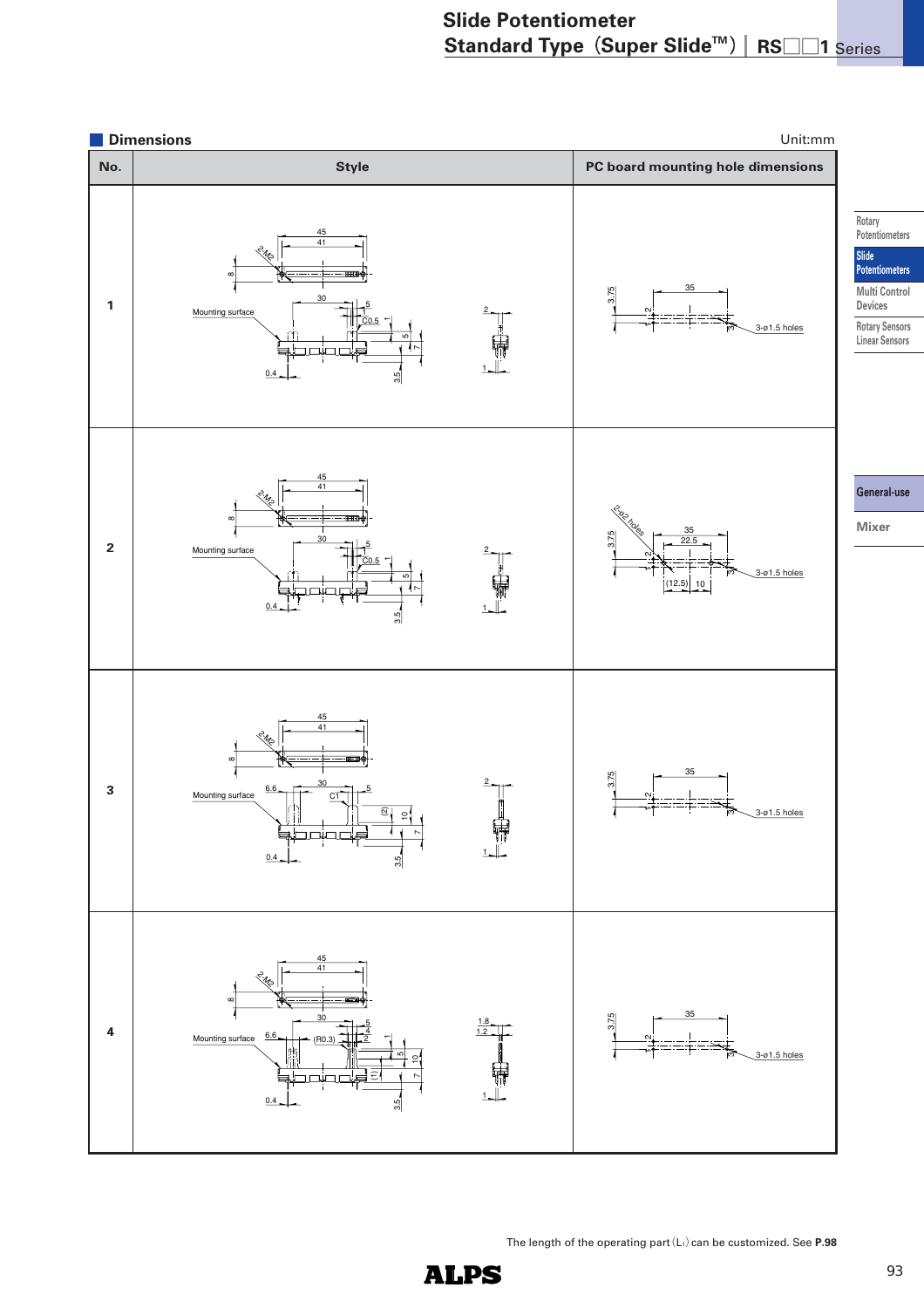# Slide Potentiometer
## Standard Type（Super Slide™）| RS□□1 Series

### Dimensions

Unit:mm

| No. | Style | PC board mounting hole dimensions |
|---|---|---|
| 1 | 45, 41, 2-M2, 8, 30, Mounting surface, 5, C0.5, 1, 5, 7, 0.4, 3.5, 2, 1 | 35, 3.75, 2, 3-ø1.5 holes |
| 2 | 45, 41, 2-M2, 8, 30, Mounting surface, 5, C0.5, 1, 5, 7, 0.4, 3.5, 2, 1 | 2-ø2 holes, 35, 22.5, 3.75, 2, (12.5), 10, 3-ø1.5 holes |
| 3 | 45, 41, 2-M2, 8, 30, 6.6, Mounting surface, C1, 5, (2), 10, 7, 0.4, 3.5, 2, 1 | 35, 3.75, 2, 3-ø1.5 holes |
| 4 | 45, 41, 2-M2, 8, 30, 6.6, Mounting surface, (R0.3), 5, 4, 2, 1, 5, 10, (1), 7, 0.4, 3.5, 1.8, 1.2, 1 | 35, 3.75, 2, 3-ø1.5 holes |

The length of the operating part（$L_1$）can be customized. See **P.98**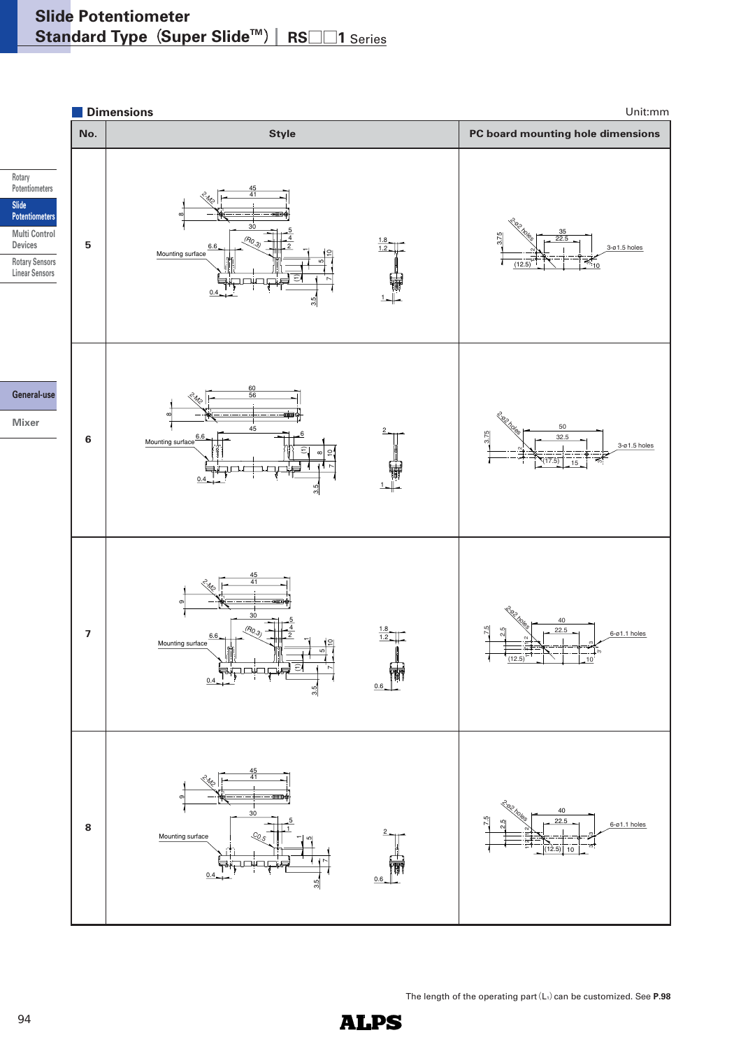## Dimensions

Unit:mm

| No. | Style | PC board mounting hole dimensions |
|---|---|---|
| 5 | 45, 41, 2-M2, 8, 30, 5, 4, 2, (R0.3), 6.6, Mounting surface, 1, 10, 5, 7, (1), 0.4, 3.5, 1.8, 1.2, 1 | 2-ø2 holes, 3.75, 35, 22.5, 3-ø1.5 holes, 2, (12.5), 10 |
| 6 | 60, 56, 2-M2, 8, 45, 6, 6.6, Mounting surface, (1), 8, 10, 7, 0.4, 3.5, 2, 1 | 2-ø2 holes, 3.75, 50, 32.5, 3-ø1.5 holes, 2, (17.5), 15 |
| 7 | 45, 41, 2-M2, 9, 30, 5, 4, 2, (R0.3), 6.6, Mounting surface, 1, 10, 5, 7, (1), 0.4, 3.5, 1.8, 1.2, 0.6 | 2-ø2 holes, 7.5, 2.5, 40, 22.5, 6-ø1.1 holes, 2, 3, (12.5), 10 |
| 8 | 45, 41, 2-M2, 9, 30, 5, 1, 2, C0.5, Mounting surface, 1, 5, 7, 0.4, 3.5, 2, 0.6 | 2-ø2 holes, 7.5, 2.5, 40, 22.5, 6-ø1.1 holes, 2, 3, (12.5), 10 |

The length of the operating part ($L_1$) can be customized. See **P.98**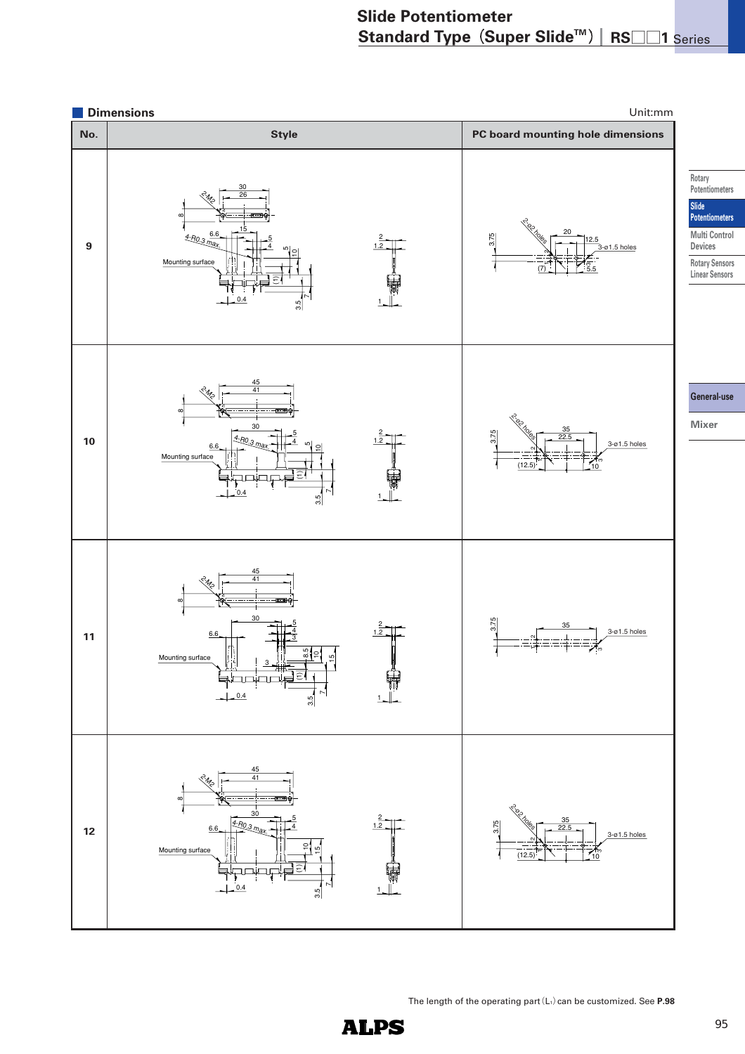## Dimensions

Unit:mm

| No. | Style | PC board mounting hole dimensions |
|---|---|---|
| 9 | 30, 26, 2-M2, 8, 15, 6.6, 4-R0.3 max., 5, 4, 5, 10, 2, 1.2, Mounting surface, (1), 7, 3.5, 0.4, 1 | 3.75, 2-ø2 holes, 20, 12.5, 3-ø1.5 holes, 2, (7), 3, 5.5 |
| 10 | 45, 41, 2-M2, 8, 30, 5, 4-R0.3 max., 4, 5, 10, 6.6, 2, 1.2, Mounting surface, (1), 7, 3.5, 0.4, 1 | 3.75, 2-ø2 holes, 35, 22.5, 3-ø1.5 holes, 2, (12.5), 3, 10 |
| 11 | 45, 41, 2-M2, 8, 30, 5, 6.6, 4, 2, 1.2, Mounting surface, 3, 8.5, 10, 15, (1), 7, 3.5, 0.4, 1 | 3.75, 35, 3-ø1.5 holes, 2, 3 |
| 12 | 45, 41, 2-M2, 8, 30, 5, 6.6, 4-R0.3 max., 4, 2, 1.2, Mounting surface, 10, 15, (1), 7, 3.5, 0.4, 1 | 3.75, 2-ø2 holes, 35, 22.5, 3-ø1.5 holes, 2, (12.5), 3, 10 |

The length of the operating part ($L_1$) can be customized. See **P.98**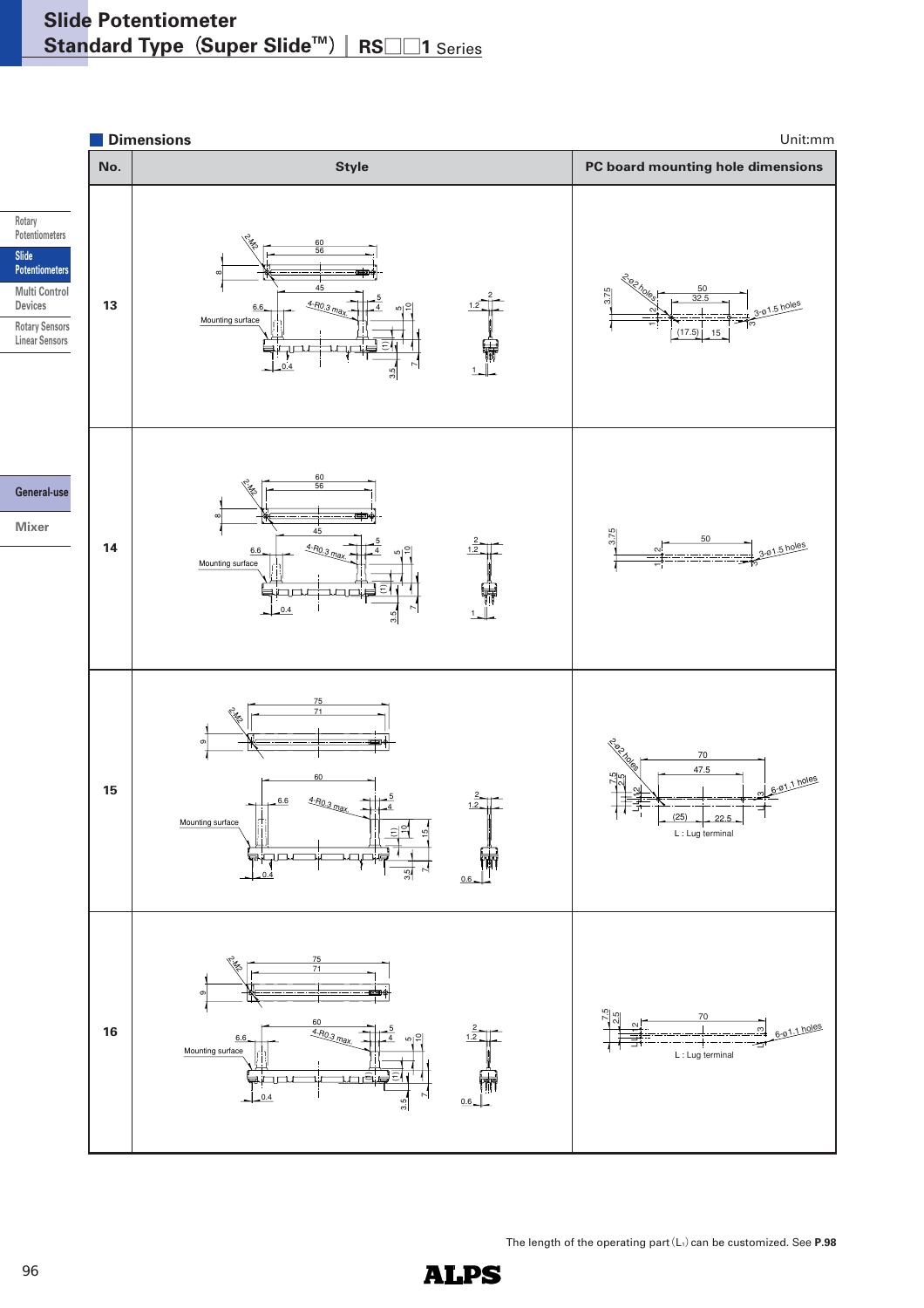## Slide Potentiometer
## Standard Type (Super Slide™) | RS□□1 Series

### Dimensions

Unit:mm

| No. | Style | PC board mounting hole dimensions |
|---|---|---|
| 13 | 2-M2, 60, 56, 8, 45, 6.6, 4-R0.3 max., 5, 4, 5, 10, Mounting surface, (1), 0.4, 3.5, 7, 2, 1.2, 1 | 2-φ2 holes, 3.75, 50, 32.5, 1, 2, (17.5), 15, 3, 3-φ1.5 holes |
| 14 | 2-M2, 60, 56, 8, 45, 6.6, 4-R0.3 max., 5, 4, 5, 10, Mounting surface, (1), 0.4, 3.5, 7, 2, 1.2, 1 | 3.75, 50, 1, 2, 3, 3-φ1.5 holes |
| 15 | 2-M2, 75, 71, 9, 60, 6.6, 4-R0.3 max., 5, 4, Mounting surface, (1), 10, 15, 0.4, 3.5, 7, 2, 1.2, 0.6 | 2-φ2 holes, 7.5, 2.5, 70, 47.5, L, 1, 2, (25), 22.5, 3, L, 6-φ1.1 holes, L : Lug terminal |
| 16 | 2-M2, 75, 71, 9, 60, 6.6, 4-R0.3 max., 5, 4, 5, 10, Mounting surface, (1), 0.4, 3.5, 7, 2, 1.2, 0.6 | 7.5, 2.5, 70, L, 1, 2, 3, L, 6-φ1.1 holes, L : Lug terminal |

The length of the operating part ($L_1$) can be customized. See **P.98**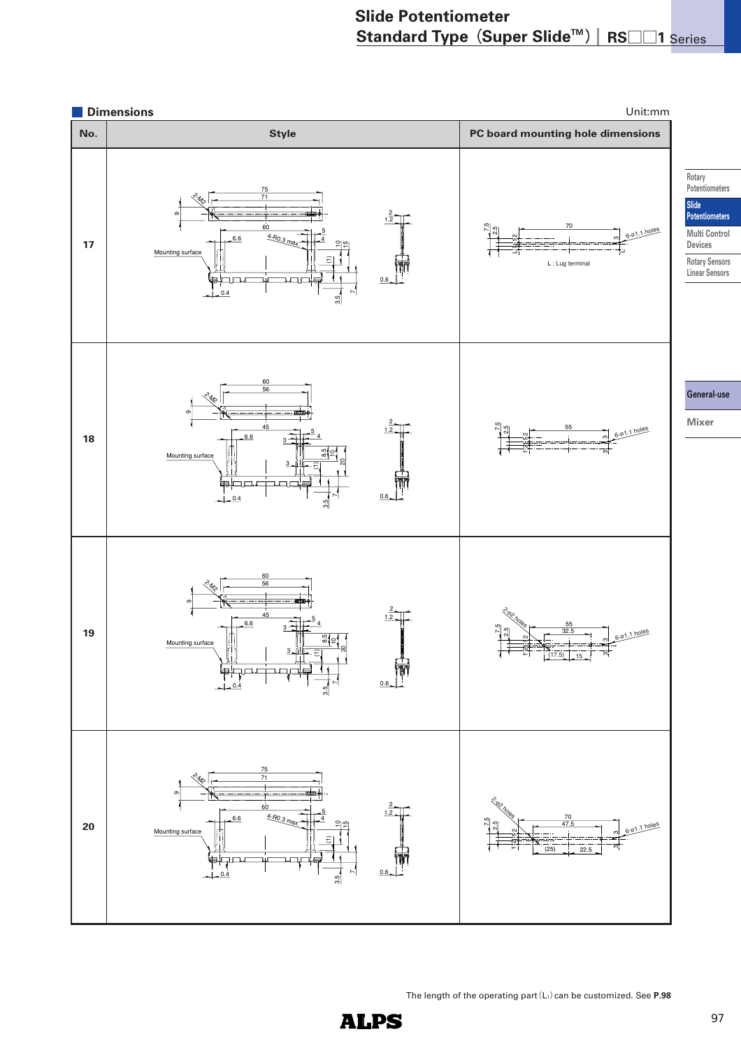## Slide Potentiometer
## Standard Type (Super Slide™) | RS□□1 Series

### Dimensions

Unit:mm

| No. | Style | PC board mounting hole dimensions |
|---|---|---|
| 17 | 75, 71, 2-M2, 9, 60, 6.6, 4-R0.3 max., 5, 4, 10, 15, (1), 2, 1.2, Mounting surface, 0.6, 0.4, 3.5, 7 | 7.5, 2.5, 70, 6-φ1.1 holes, 1, 3, 2, L, L : Lug terminal |
| 18 | 60, 56, 2-M2, 9, 45, 6.6, 3, 5, 4, 8.5, 10, 20, (1), 3, 2, 1.2, Mounting surface, 0.6, 0.4, 3.5, 7 | 7.5, 2.5, 55, 6-φ1.1 holes, 1, 2, 3, 3 |
| 19 | 60, 56, 2-M2, 9, 45, 6.6, 3, 5, 4, 8.5, 10, 20, (1), 3, 2, 1.2, Mounting surface, 0.6, 0.4, 3.5, 7 | 2-φ2 holes, 7.5, 2.5, 55, 32.5, 6-φ1.1 holes, 1, 2, 3, 3, (17.5), 15 |
| 20 | 75, 71, 2-M2, 9, 60, 6.6, 4-R0.3 max., 5, 4, 10, 15, (1), 2, 1.2, Mounting surface, 0.6, 0.4, 3.5, 7 | 2-φ2 holes, 7.5, 2.5, 70, 47.5, 6-φ1.1 holes, 1, 2, 3, 3, (25), 22.5 |

The length of the operating part ($L_1$) can be customized. See **P.98**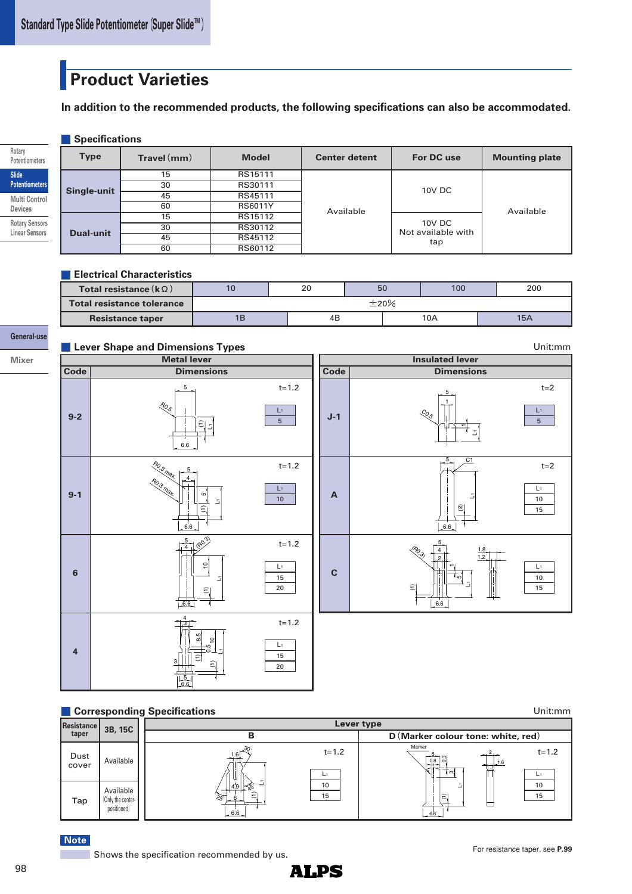# Product Varieties

**In addition to the recommended products, the following specifications can also be accommodated.**

## Specifications

| Type | Travel (mm) | Model | Center detent | For DC use | Mounting plate |
|---|---|---|---|---|---|
| Single-unit | 15 | RS15111 | Available | 10V DC | Available |
| | 30 | RS30111 | | | |
| | 45 | RS45111 | | | |
| | 60 | RS6011Y | | | |
| Dual-unit | 15 | RS15112 | | 10V DC Not available with tap | |
| | 30 | RS30112 | | | |
| | 45 | RS45112 | | | |
| | 60 | RS60112 | | | |

## Electrical Characteristics

| Total resistance (kΩ) | 10 | 20 | 50 | 100 | 200 |
|---|---|---|---|---|---|
| Total resistance tolerance | ±20% | | | | |

| Resistance taper | 1B | 4B | 10A | 15A |
|---|---|---|---|---|

## Lever Shape and Dimensions Types

Unit:mm

**Metal lever**

| Code | t | $L_1$ |
|---|---|---|
| 9-2 | t=1.2 | 5 |
| 9-1 | t=1.2 | 10 |
| 6 | t=1.2 | 15, 20 |
| 4 | t=1.2 | 15, 20 |

**Insulated lever**

| Code | t | $L_1$ |
|---|---|---|
| J-1 | t=2 | 5 |
| A | t=2 | 10, 15 |
| C | | 10, 15 |

## Corresponding Specifications

Unit:mm

| Resistance taper | 3B, 15C |
|---|---|
| Dust cover | Available |
| Tap | Available (Only the center-positioned) |

**Lever type**

| Type | t | $L_1$ |
|---|---|---|
| B | t=1.2 | 10, 15 |
| D (Marker colour tone: white, red) | t=1.2 | 10, 15 |

**Note**

Shows the specification recommended by us.

For resistance taper, see **P.99**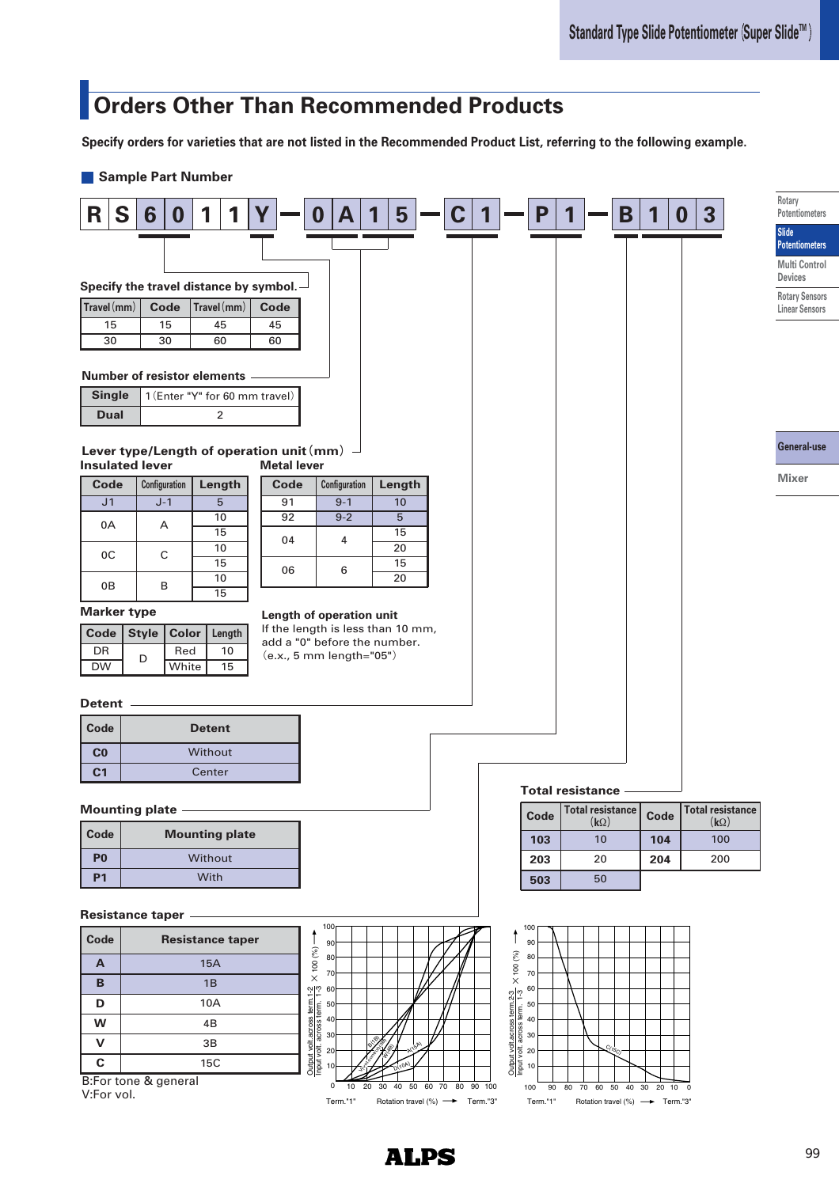# Orders Other Than Recommended Products

**Specify orders for varieties that are not listed in the Recommended Product List, referring to the following example.**

## Sample Part Number

**R S 6 0 1 1 Y — 0 A 1 5 — C 1 — P 1 — B 1 0 3**

### Specify the travel distance by symbol.

| Travel (mm) | Code | Travel (mm) | Code |
|---|---|---|---|
| 15 | 15 | 45 | 45 |
| 30 | 30 | 60 | 60 |

### Number of resistor elements

| | |
|---|---|
| Single | 1 (Enter "Y" for 60 mm travel) |
| Dual | 2 |

### Lever type/Length of operation unit (mm)

**Insulated lever**

| Code | Configuration | Length |
|---|---|---|
| J1 | J-1 | 5 |
| 0A | A | 10 |
| | | 15 |
| 0C | C | 10 |
| | | 15 |
| 0B | B | 10 |
| | | 15 |

**Metal lever**

| Code | Configuration | Length |
|---|---|---|
| 91 | 9-1 | 10 |
| 92 | 9-2 | 5 |
| 04 | 4 | 15 |
| | | 20 |
| 06 | 6 | 15 |
| | | 20 |

**Marker type**

| Code | Style | Color | Length |
|---|---|---|---|
| DR | D | Red | 10 |
| DW | | White | 15 |

**Length of operation unit**

If the length is less than 10 mm, add a "0" before the number. (e.x., 5 mm length="05")

### Detent

| Code | Detent |
|---|---|
| C0 | Without |
| C1 | Center |

### Mounting plate

| Code | Mounting plate |
|---|---|
| P0 | Without |
| P1 | With |

### Total resistance

| Code | Total resistance (kΩ) | Code | Total resistance (kΩ) |
|---|---|---|---|
| 103 | 10 | 104 | 100 |
| 203 | 20 | 204 | 200 |
| 503 | 50 | | |

### Resistance taper

| Code | Resistance taper |
|---|---|
| A | 15A |
| B | 1B |
| D | 10A |
| W | 4B |
| V | 3B |
| C | 15C |

B:For tone & general
V:For vol.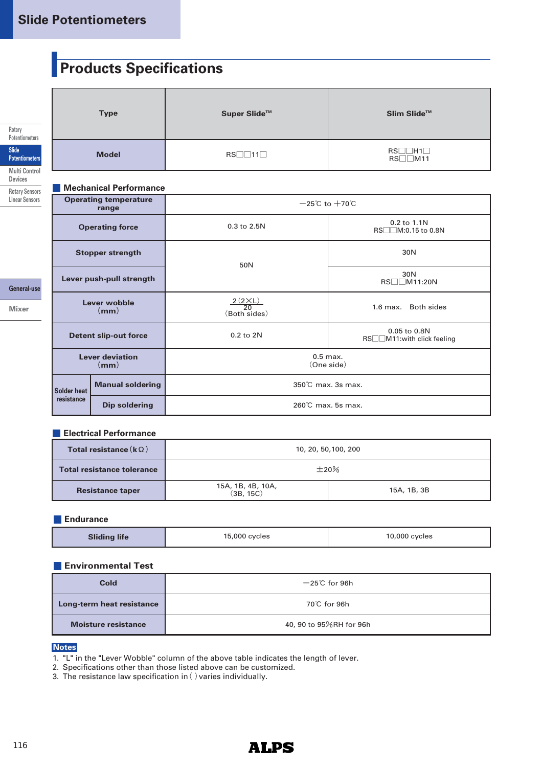# Slide Potentiometers

## Products Specifications

| Type | Super Slide™ | Slim Slide™ |
|---|---|---|
| Model | RS□□11□ | RS□□H1□<br>RS□□M11 |

### Mechanical Performance

| | | | |
|---|---|---|---|
| Operating temperature range | | −25℃ to +70℃ | |
| Operating force | | 0.3 to 2.5N | 0.2 to 1.1N<br>RS□□M:0.15 to 0.8N |
| Stopper strength | | 50N | 30N |
| Lever push-pull strength | | 50N | 30N<br>RS□□M11:20N |
| Lever wobble (mm) | | $\frac{2(2 \times L)}{20}$<br>(Both sides) | 1.6 max. Both sides |
| Detent slip-out force | | 0.2 to 2N | 0.05 to 0.8N<br>RS□□M11:with click feeling |
| Lever deviation (mm) | | 0.5 max.<br>(One side) | |
| Solder heat resistance | Manual soldering | 350℃ max. 3s max. | |
| Solder heat resistance | Dip soldering | 260℃ max. 5s max. | |

### Electrical Performance

| | | |
|---|---|---|
| Total resistance (kΩ) | 10, 20, 50,100, 200 | |
| Total resistance tolerance | ±20% | |
| Resistance taper | 15A, 1B, 4B, 10A,<br>(3B, 15C) | 15A, 1B, 3B |

### Endurance

| | | |
|---|---|---|
| Sliding life | 15,000 cycles | 10,000 cycles |

### Environmental Test

| | |
|---|---|
| Cold | −25℃ for 96h |
| Long-term heat resistance | 70℃ for 96h |
| Moisture resistance | 40, 90 to 95%RH for 96h |

**Notes**

1. "L" in the "Lever Wobble" column of the above table indicates the length of lever.
2. Specifications other than those listed above can be customized.
3. The resistance law specification in ( ) varies individually.